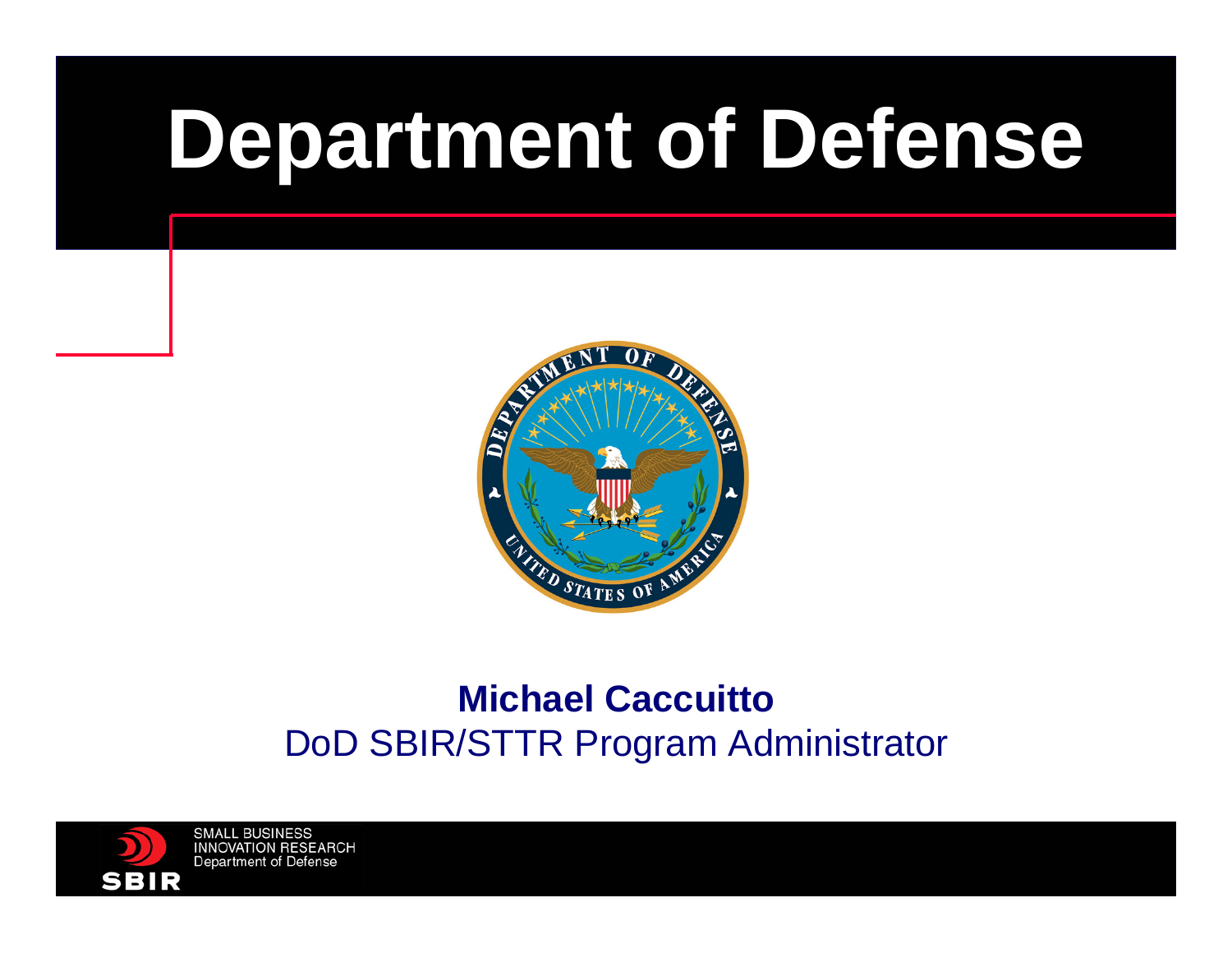# Department of Defense

**Michael Caccuitto**
DoD SBIR/STTR Program Administrator

SMALL BUSINESS
INNOVATION RESEARCH
Department of Defense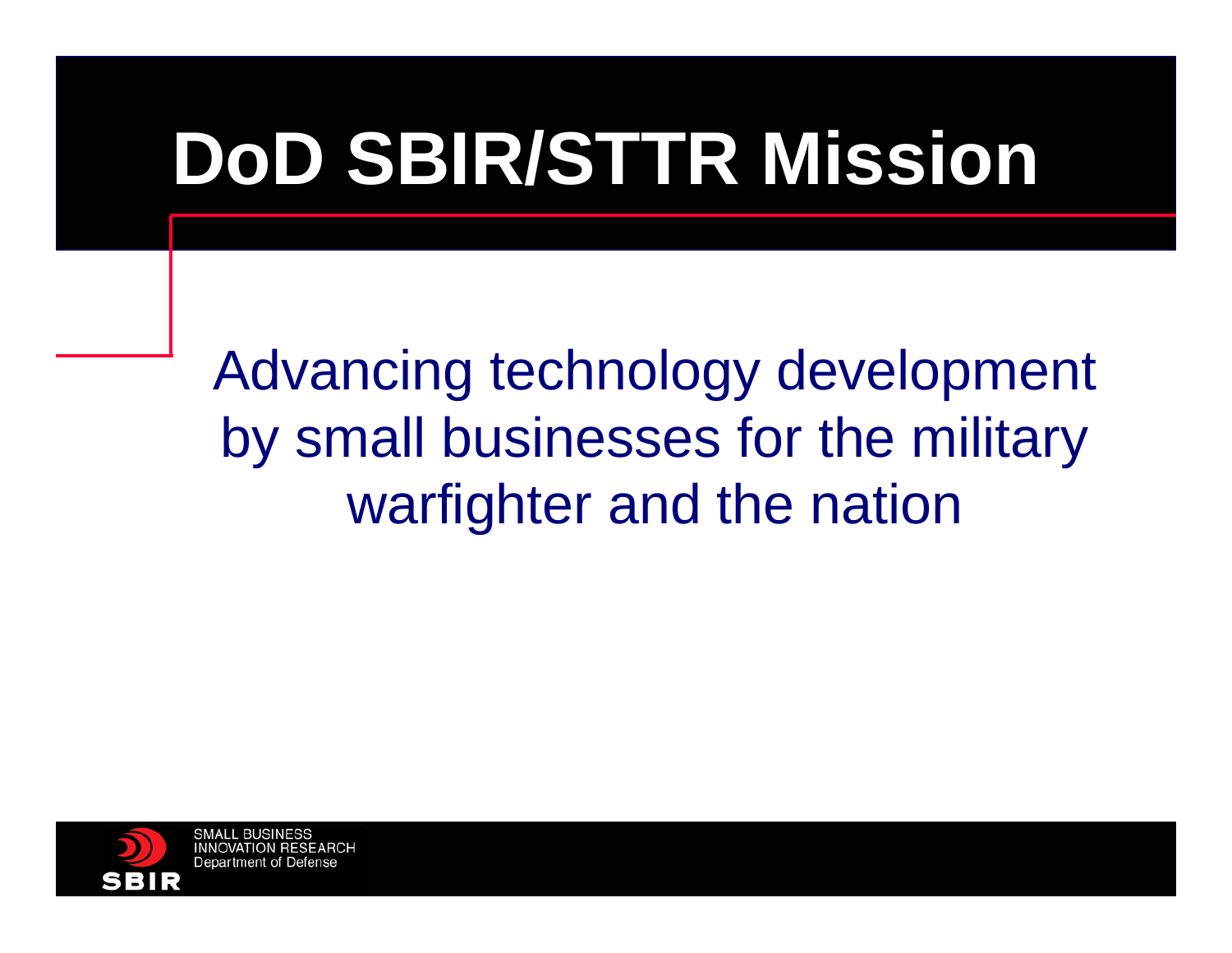# DoD SBIR/STTR Mission

Advancing technology development by small businesses for the military warfighter and the nation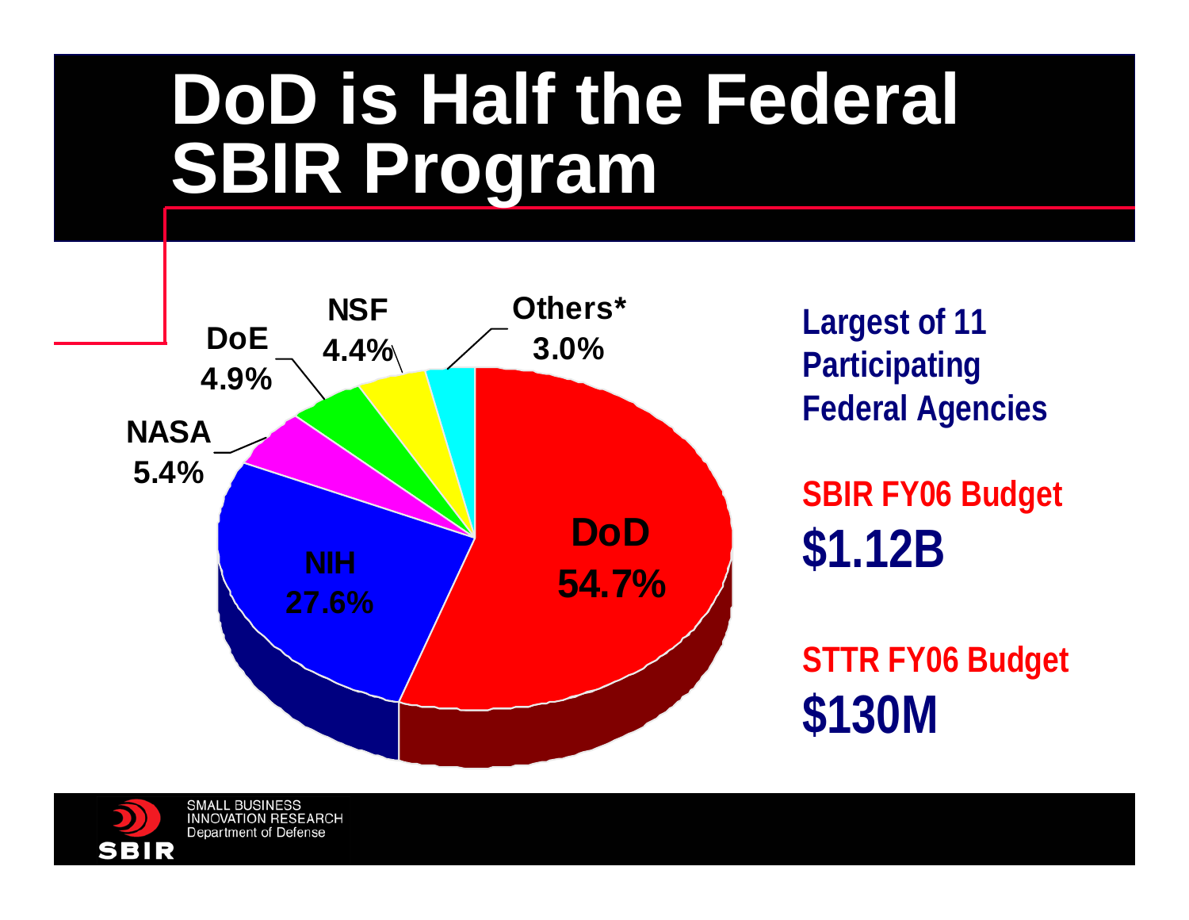# DoD is Half the Federal SBIR Program

| Agency | Share |
| --- | --- |
| DoD | 54.7% |
| NIH | 27.6% |
| NASA | 5.4% |
| DoE | 4.9% |
| NSF | 4.4% |
| Others* | 3.0% |

**Largest of 11 Participating Federal Agencies**

**SBIR FY06 Budget**
**$1.12B**

**STTR FY06 Budget**
**$130M**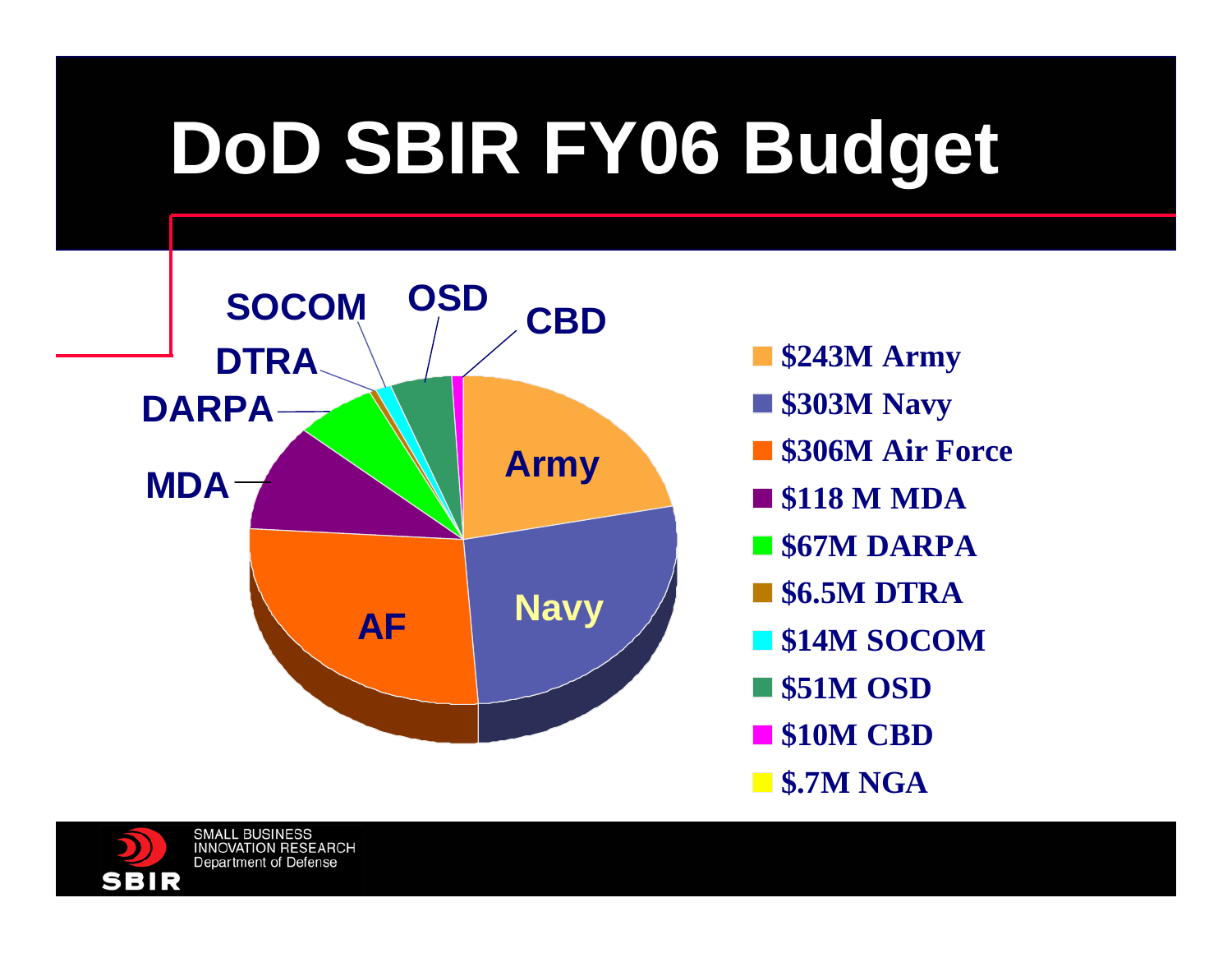# DoD SBIR FY06 Budget

- $243M Army
- $303M Navy
- $306M Air Force
- $118 M MDA
- $67M DARPA
- $6.5M DTRA
- $14M SOCOM
- $51M OSD
- $10M CBD
- $.7M NGA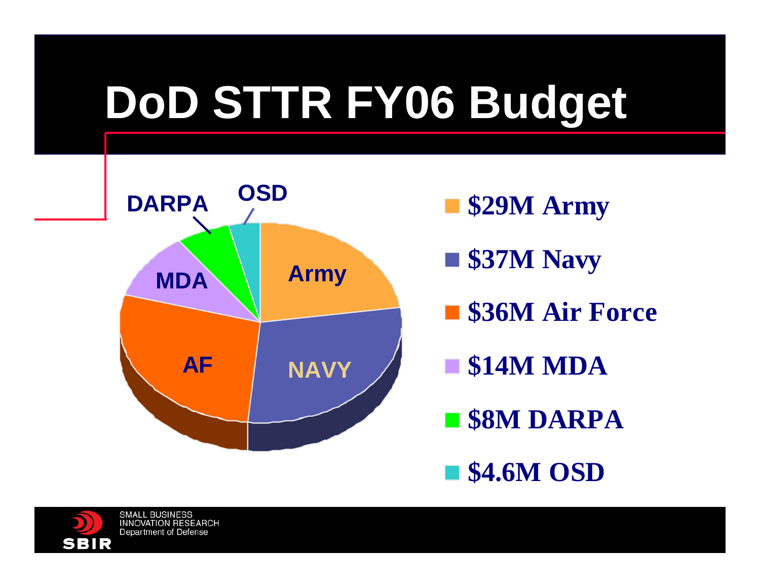# DoD STTR FY06 Budget

- $29M Army
- $37M Navy
- $36M Air Force
- $14M MDA
- $8M DARPA
- $4.6M OSD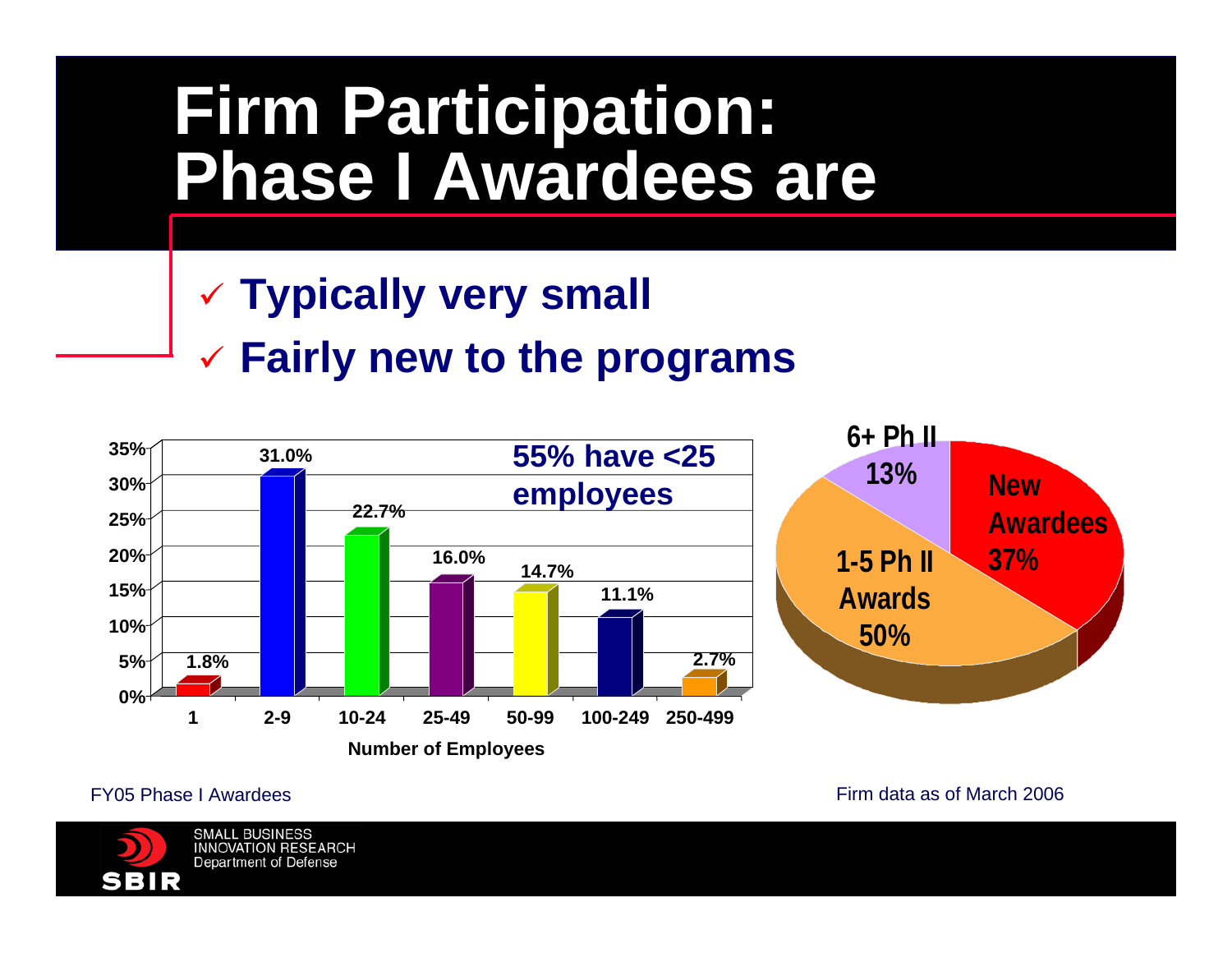# Firm Participation: Phase I Awardees are

- ✓ **Typically very small**
- ✓ **Fairly new to the programs**

**55% have <25 employees**

| Number of Employees | Percent |
|---|---|
| 1 | 1.8% |
| 2-9 | 31.0% |
| 10-24 | 22.7% |
| 25-49 | 16.0% |
| 50-99 | 14.7% |
| 100-249 | 11.1% |
| 250-499 | 2.7% |

FY05 Phase I Awardees

| Category | Percent |
|---|---|
| New Awardees | 37% |
| 1-5 Ph II Awards | 50% |
| 6+ Ph II | 13% |

Firm data as of March 2006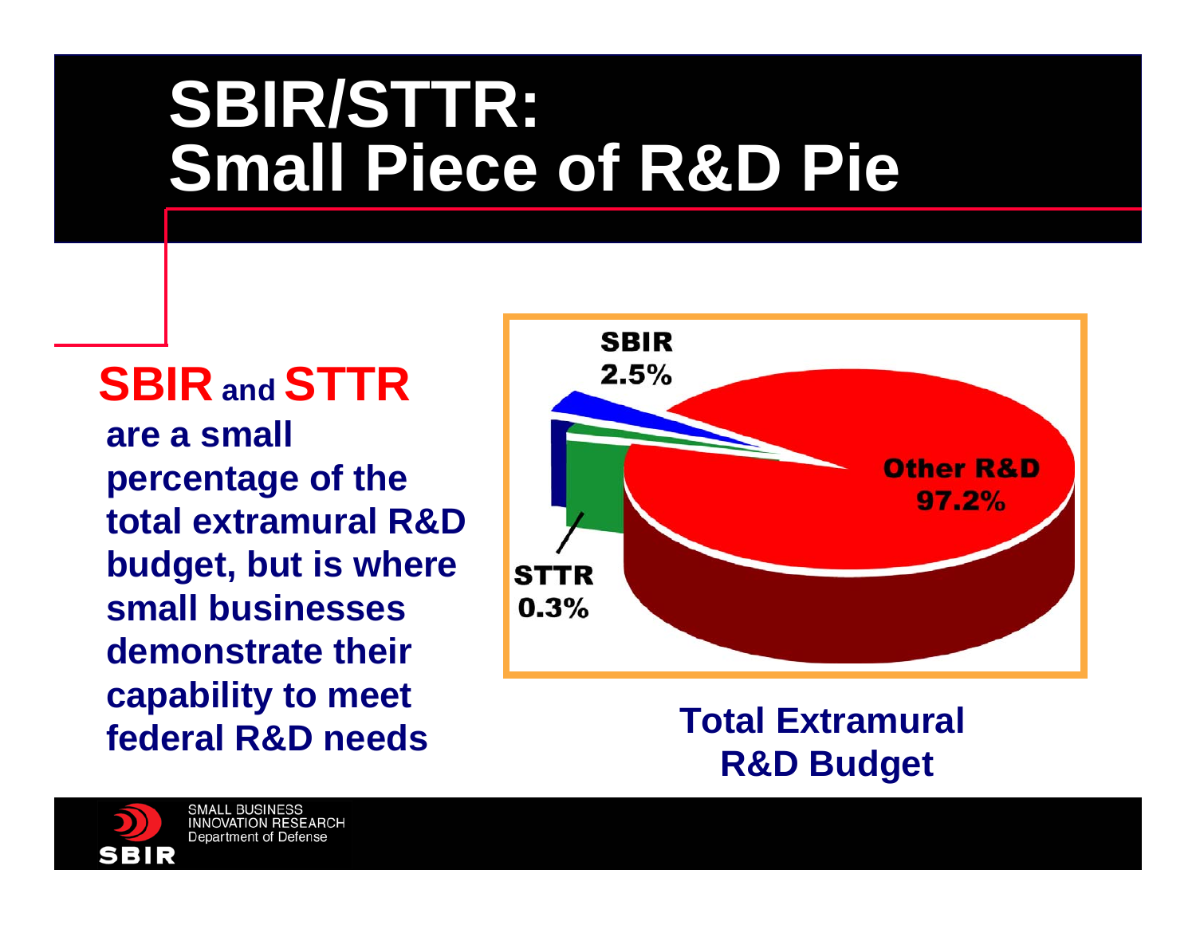# SBIR/STTR: Small Piece of R&D Pie

**SBIR and STTR are a small percentage of the total extramural R&D budget, but is where small businesses demonstrate their capability to meet federal R&D needs**

SBIR 2.5%

STTR 0.3%

Other R&D 97.2%

**Total Extramural R&D Budget**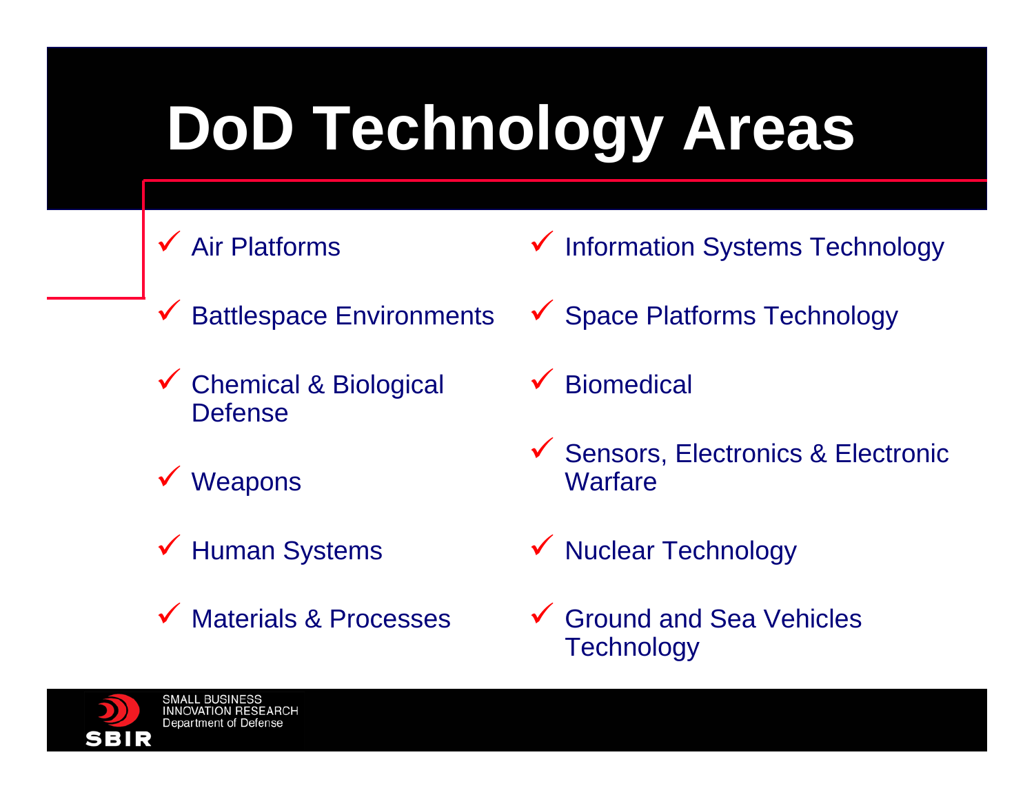# DoD Technology Areas

- Air Platforms
- Battlespace Environments
- Chemical & Biological Defense
- Weapons
- Human Systems
- Materials & Processes
- Information Systems Technology
- Space Platforms Technology
- Biomedical
- Sensors, Electronics & Electronic Warfare
- Nuclear Technology
- Ground and Sea Vehicles Technology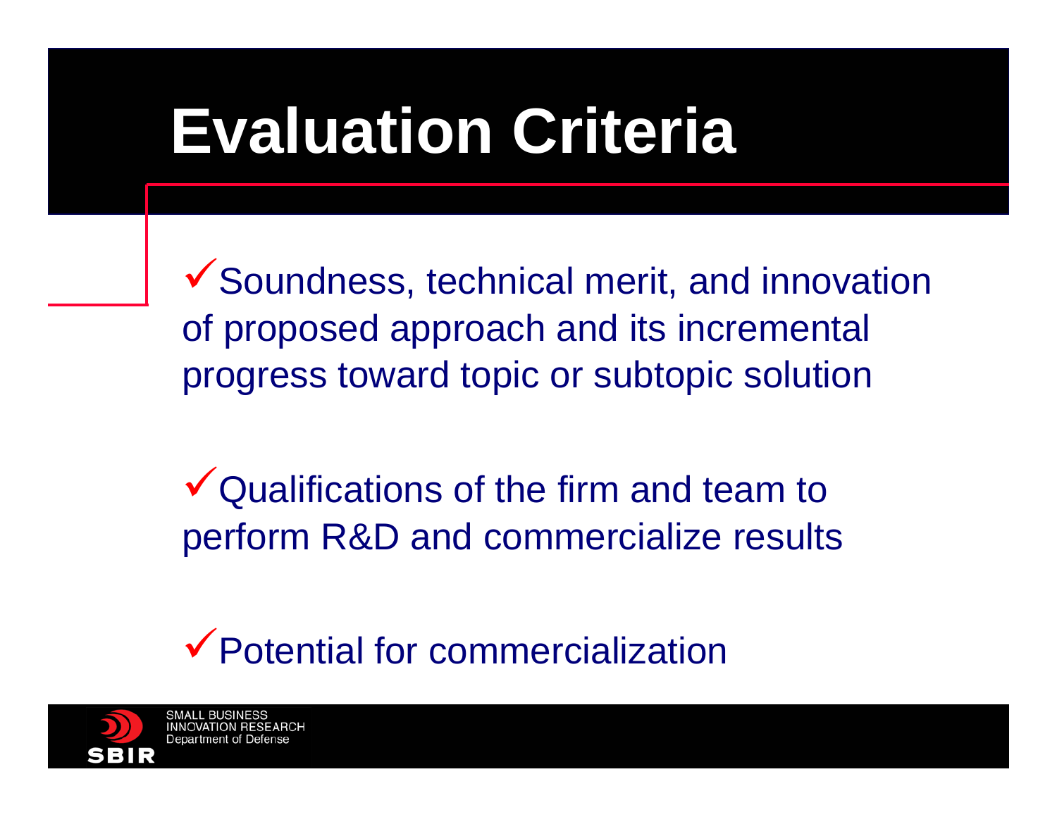# Evaluation Criteria

- ✓ Soundness, technical merit, and innovation of proposed approach and its incremental progress toward topic or subtopic solution

- ✓ Qualifications of the firm and team to perform R&D and commercialize results

- ✓ Potential for commercialization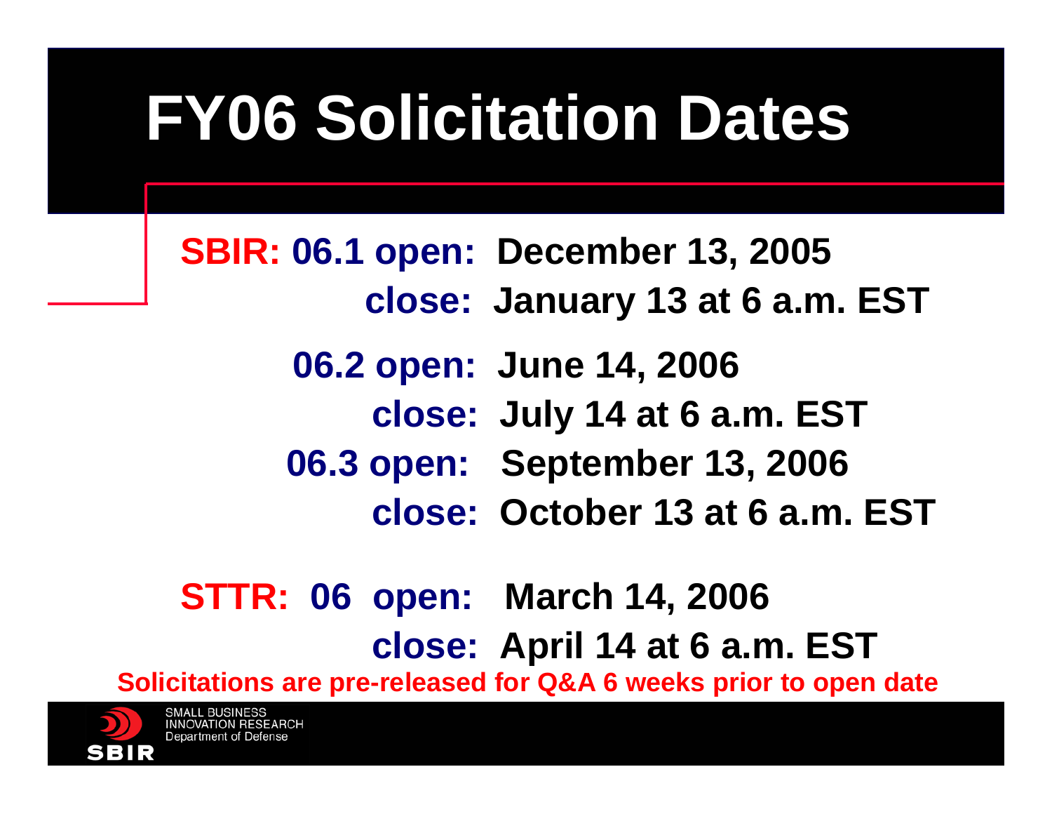# FY06 Solicitation Dates

**SBIR: 06.1 open: December 13, 2005**
**close: January 13 at 6 a.m. EST**

**06.2 open: June 14, 2006**
**close: July 14 at 6 a.m. EST**

**06.3 open: September 13, 2006**
**close: October 13 at 6 a.m. EST**

**STTR: 06 open: March 14, 2006**
**close: April 14 at 6 a.m. EST**

**Solicitations are pre-released for Q&A 6 weeks prior to open date**

SBIR
SMALL BUSINESS INNOVATION RESEARCH
Department of Defense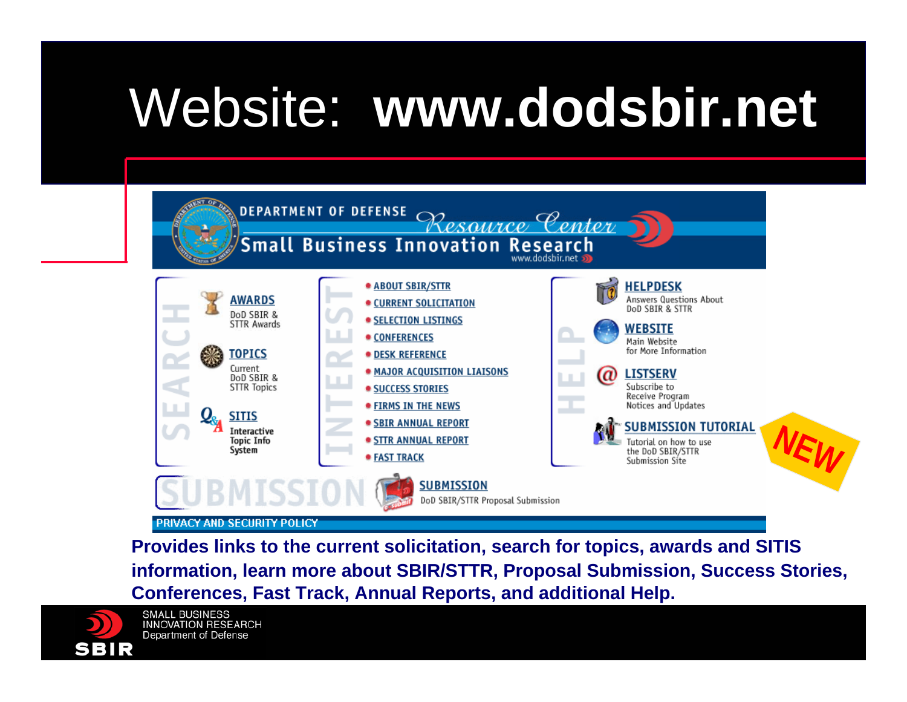# Website: **www.dodsbir.net**

DEPARTMENT OF DEFENSE *Resource Center*
Small Business Innovation Research
www.dodsbir.net

**SEARCH**

- **AWARDS** – DoD SBIR & STTR Awards
- **TOPICS** – Current DoD SBIR & STTR Topics
- **SITIS** – Interactive Topic Info System

**INTEREST**

- ABOUT SBIR/STTR
- CURRENT SOLICITATION
- SELECTION LISTINGS
- CONFERENCES
- DESK REFERENCE
- MAJOR ACQUISITION LIAISONS
- SUCCESS STORIES
- FIRMS IN THE NEWS
- SBIR ANNUAL REPORT
- STTR ANNUAL REPORT
- FAST TRACK

**HELP**

- **HELPDESK** – Answers Questions About DoD SBIR & STTR
- **WEBSITE** – Main Website for More Information
- **LISTSERV** – Subscribe to Receive Program Notices and Updates
- **SUBMISSION TUTORIAL** – Tutorial on how to use the DoD SBIR/STTR Submission Site (NEW)

**SUBMISSION**

- **SUBMISSION** – DoD SBIR/STTR Proposal Submission

PRIVACY AND SECURITY POLICY

**Provides links to the current solicitation, search for topics, awards and SITIS information, learn more about SBIR/STTR, Proposal Submission, Success Stories, Conferences, Fast Track, Annual Reports, and additional Help.**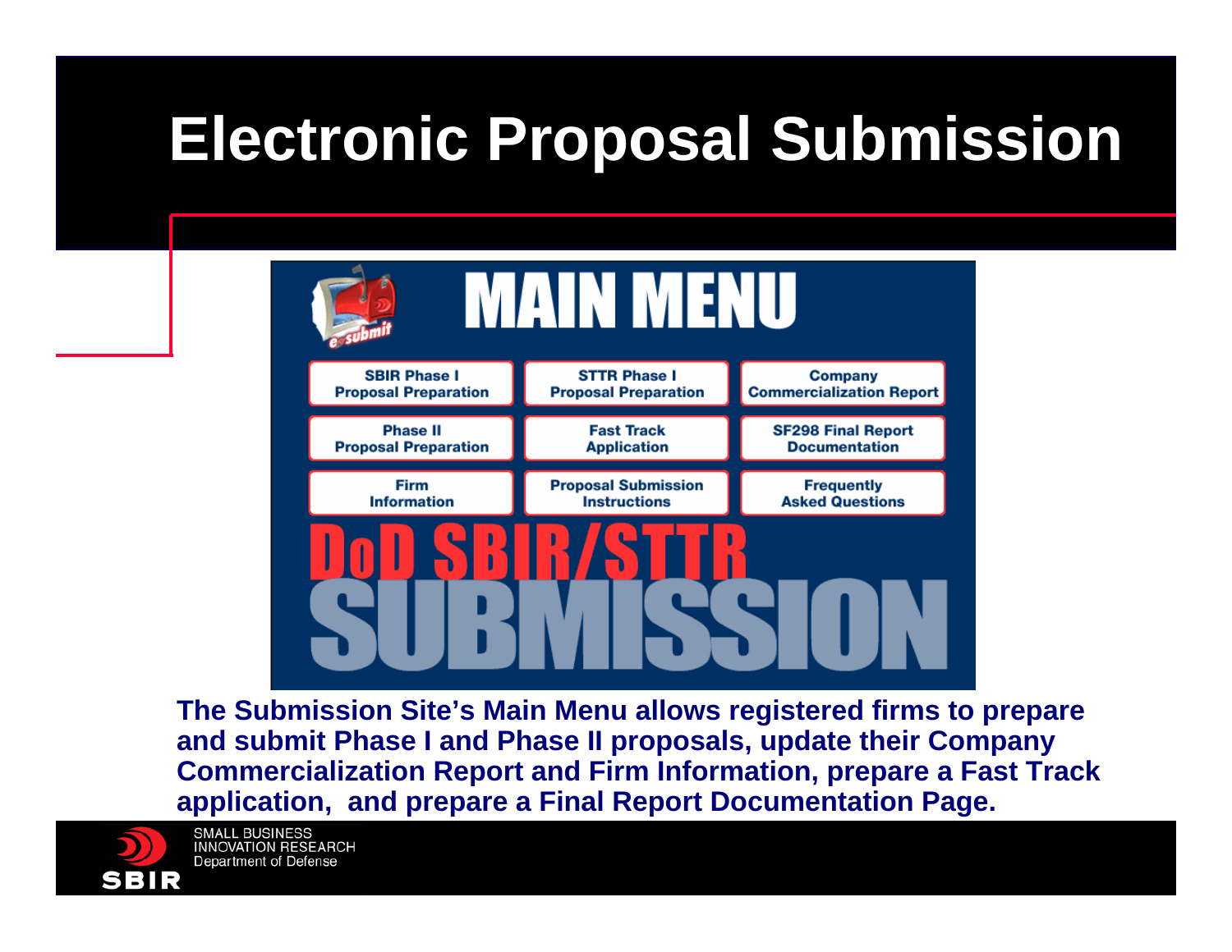# Electronic Proposal Submission

MAIN MENU

| SBIR Phase I Proposal Preparation | STTR Phase I Proposal Preparation | Company Commercialization Report |
| --- | --- | --- |
| Phase II Proposal Preparation | Fast Track Application | SF298 Final Report Documentation |
| Firm Information | Proposal Submission Instructions | Frequently Asked Questions |

DoD SBIR/STTR SUBMISSION

**The Submission Site's Main Menu allows registered firms to prepare and submit Phase I and Phase II proposals, update their Company Commercialization Report and Firm Information, prepare a Fast Track application, and prepare a Final Report Documentation Page.**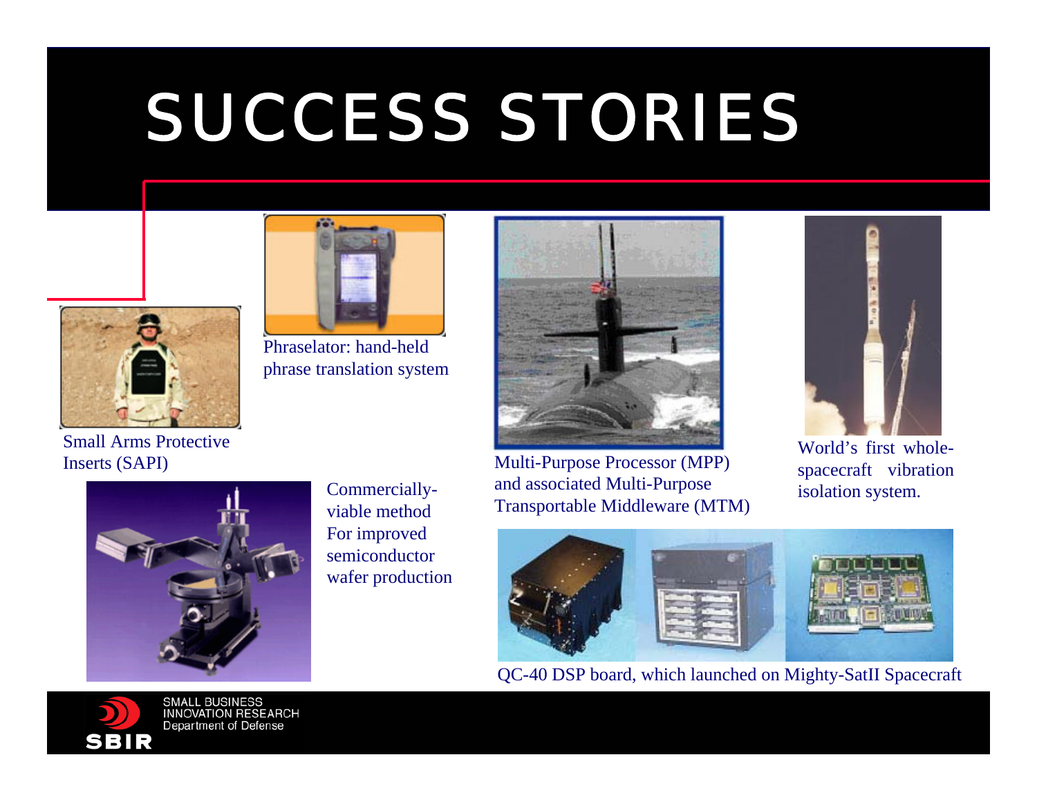# SUCCESS STORIES

Small Arms Protective Inserts (SAPI)

Phraselator: hand-held phrase translation system

Multi-Purpose Processor (MPP) and associated Multi-Purpose Transportable Middleware (MTM)

World's first whole-spacecraft vibration isolation system.

Commercially-viable method For improved semiconductor wafer production

QC-40 DSP board, which launched on Mighty-SatII Spacecraft

SMALL BUSINESS INNOVATION RESEARCH Department of Defense

SBIR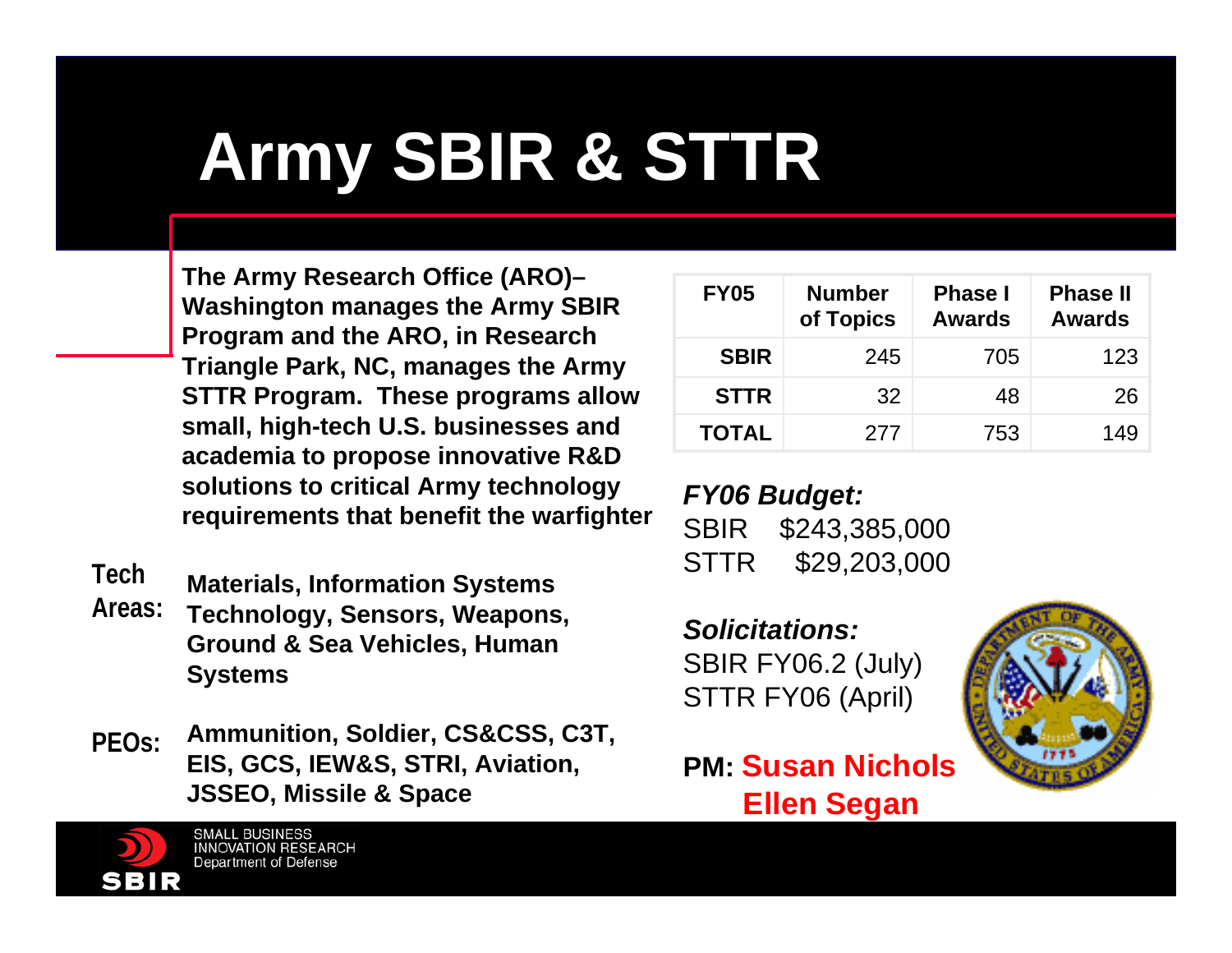# Army SBIR & STTR

**The Army Research Office (ARO)–Washington manages the Army SBIR Program and the ARO, in Research Triangle Park, NC, manages the Army STTR Program. These programs allow small, high-tech U.S. businesses and academia to propose innovative R&D solutions to critical Army technology requirements that benefit the warfighter**

| FY05 | Number of Topics | Phase I Awards | Phase II Awards |
|---|---|---|---|
| **SBIR** | 245 | 705 | 123 |
| **STTR** | 32 | 48 | 26 |
| **TOTAL** | 277 | 753 | 149 |

***FY06 Budget:***

SBIR $243,385,000

STTR $29,203,000

**Tech Areas:** **Materials, Information Systems Technology, Sensors, Weapons, Ground & Sea Vehicles, Human Systems**

**PEOs:** **Ammunition, Soldier, CS&CSS, C3T, EIS, GCS, IEW&S, STRI, Aviation, JSSEO, Missile & Space**

***Solicitations:***

SBIR FY06.2 (July)

STTR FY06 (April)

**PM: Susan Nichols**
**Ellen Segan**

SMALL BUSINESS INNOVATION RESEARCH
Department of Defense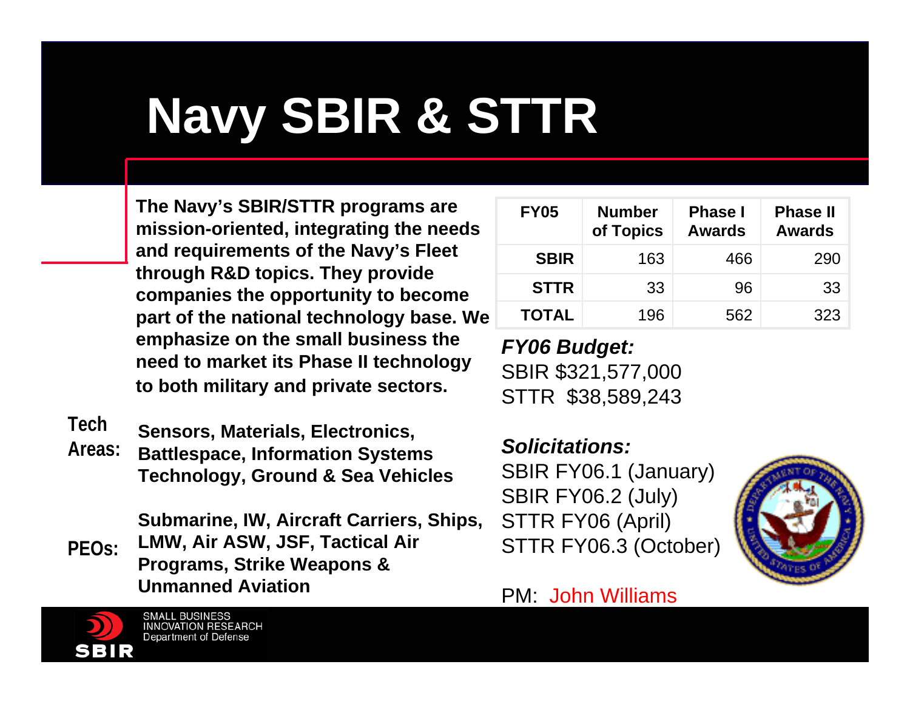# Navy SBIR & STTR

**The Navy's SBIR/STTR programs are mission-oriented, integrating the needs and requirements of the Navy's Fleet through R&D topics. They provide companies the opportunity to become part of the national technology base. We emphasize on the small business the need to market its Phase II technology to both military and private sectors.**

**Tech Areas:** **Sensors, Materials, Electronics, Battlespace, Information Systems Technology, Ground & Sea Vehicles**

**PEOs:** **Submarine, IW, Aircraft Carriers, Ships, LMW, Air ASW, JSF, Tactical Air Programs, Strike Weapons & Unmanned Aviation**

| FY05 | Number of Topics | Phase I Awards | Phase II Awards |
|---|---|---|---|
| **SBIR** | 163 | 466 | 290 |
| **STTR** | 33 | 96 | 33 |
| **TOTAL** | 196 | 562 | 323 |

***FY06 Budget:***
SBIR $321,577,000
STTR $38,589,243

***Solicitations:***
SBIR FY06.1 (January)
SBIR FY06.2 (July)
STTR FY06 (April)
STTR FY06.3 (October)

PM: John Williams

SMALL BUSINESS
INNOVATION RESEARCH
Department of Defense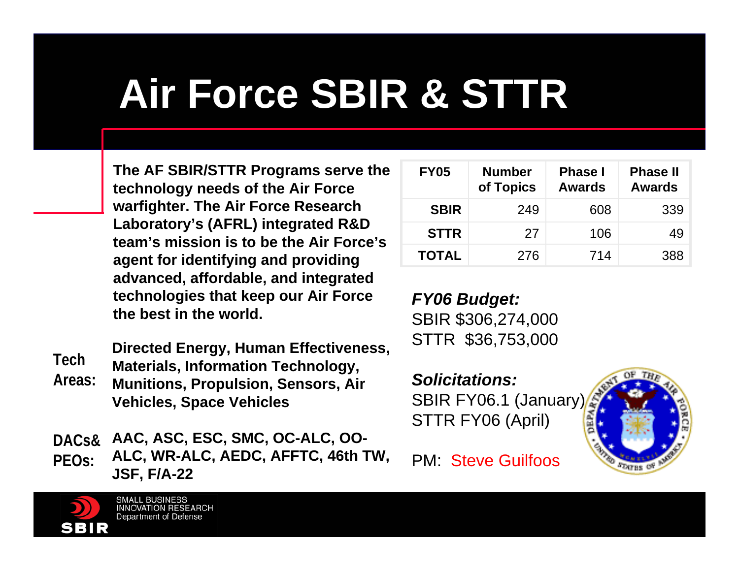# Air Force SBIR & STTR

**The AF SBIR/STTR Programs serve the technology needs of the Air Force warfighter. The Air Force Research Laboratory's (AFRL) integrated R&D team's mission is to be the Air Force's agent for identifying and providing advanced, affordable, and integrated technologies that keep our Air Force the best in the world.**

| FY05 | Number of Topics | Phase I Awards | Phase II Awards |
|---|---|---|---|
| **SBIR** | 249 | 608 | 339 |
| **STTR** | 27 | 106 | 49 |
| **TOTAL** | 276 | 714 | 388 |

**Tech Areas:** **Directed Energy, Human Effectiveness, Materials, Information Technology, Munitions, Propulsion, Sensors, Air Vehicles, Space Vehicles**

**DACs& PEOs:** **AAC, ASC, ESC, SMC, OC-ALC, OO-ALC, WR-ALC, AEDC, AFFTC, 46th TW, JSF, F/A-22**

***FY06 Budget:***

SBIR $306,274,000

STTR $36,753,000

***Solicitations:***

SBIR FY06.1 (January)

STTR FY06 (April)

PM: Steve Guilfoos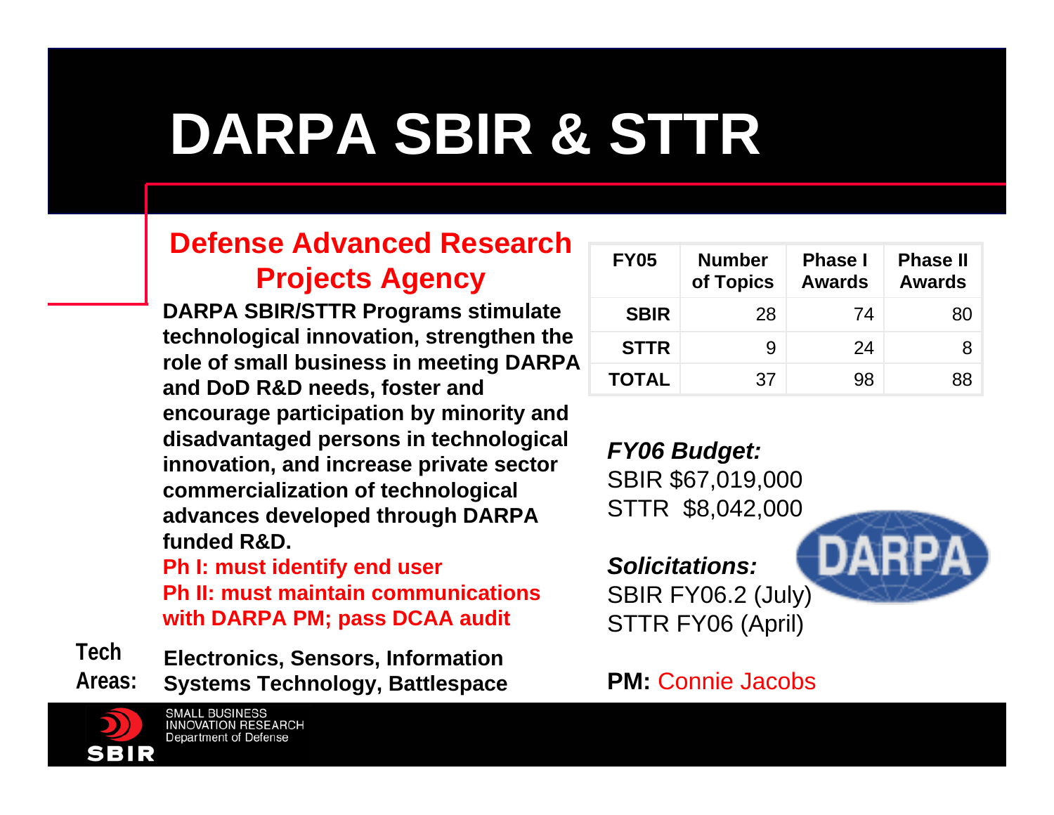# DARPA SBIR & STTR

## Defense Advanced Research Projects Agency

**DARPA SBIR/STTR Programs stimulate technological innovation, strengthen the role of small business in meeting DARPA and DoD R&D needs, foster and encourage participation by minority and disadvantaged persons in technological innovation, and increase private sector commercialization of technological advances developed through DARPA funded R&D.**

**Ph I: must identify end user**
**Ph II: must maintain communications with DARPA PM; pass DCAA audit**

**Tech Areas:** **Electronics, Sensors, Information Systems Technology, Battlespace**

| FY05 | Number of Topics | Phase I Awards | Phase II Awards |
|---|---|---|---|
| **SBIR** | 28 | 74 | 80 |
| **STTR** | 9 | 24 | 8 |
| **TOTAL** | 37 | 98 | 88 |

***FY06 Budget:***
SBIR $67,019,000
STTR $8,042,000

***Solicitations:***
SBIR FY06.2 (July)
STTR FY06 (April)

**PM:** Connie Jacobs

SMALL BUSINESS INNOVATION RESEARCH
Department of Defense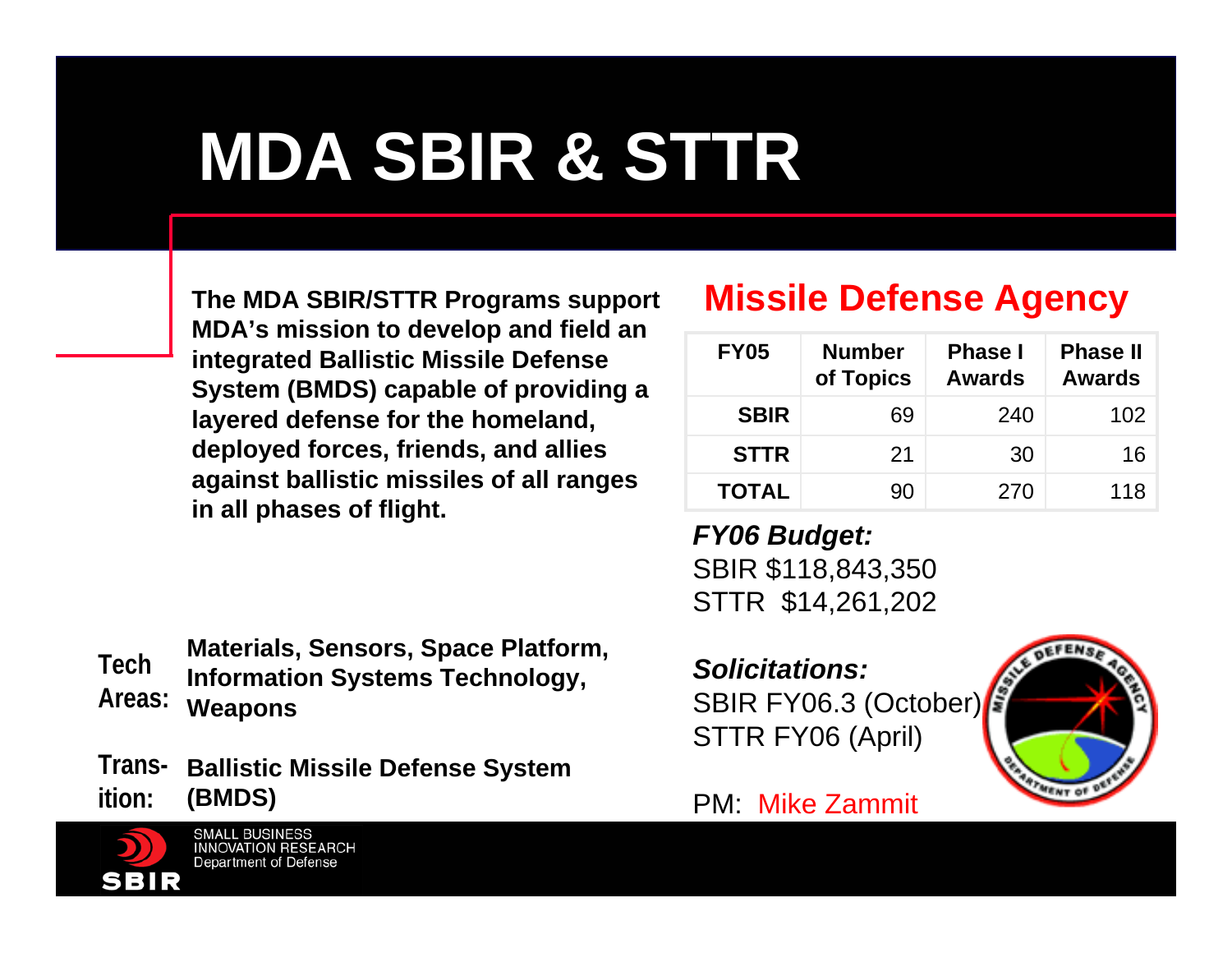# MDA SBIR & STTR

**The MDA SBIR/STTR Programs support MDA's mission to develop and field an integrated Ballistic Missile Defense System (BMDS) capable of providing a layered defense for the homeland, deployed forces, friends, and allies against ballistic missiles of all ranges in all phases of flight.**

**Tech Areas:** **Materials, Sensors, Space Platform, Information Systems Technology, Weapons**

**Trans-ition:** **Ballistic Missile Defense System (BMDS)**

## Missile Defense Agency

| FY05 | Number of Topics | Phase I Awards | Phase II Awards |
|---|---|---|---|
| **SBIR** | 69 | 240 | 102 |
| **STTR** | 21 | 30 | 16 |
| **TOTAL** | 90 | 270 | 118 |

***FY06 Budget:***
SBIR $118,843,350
STTR $14,261,202

***Solicitations:***
SBIR FY06.3 (October)
STTR FY06 (April)

PM: Mike Zammit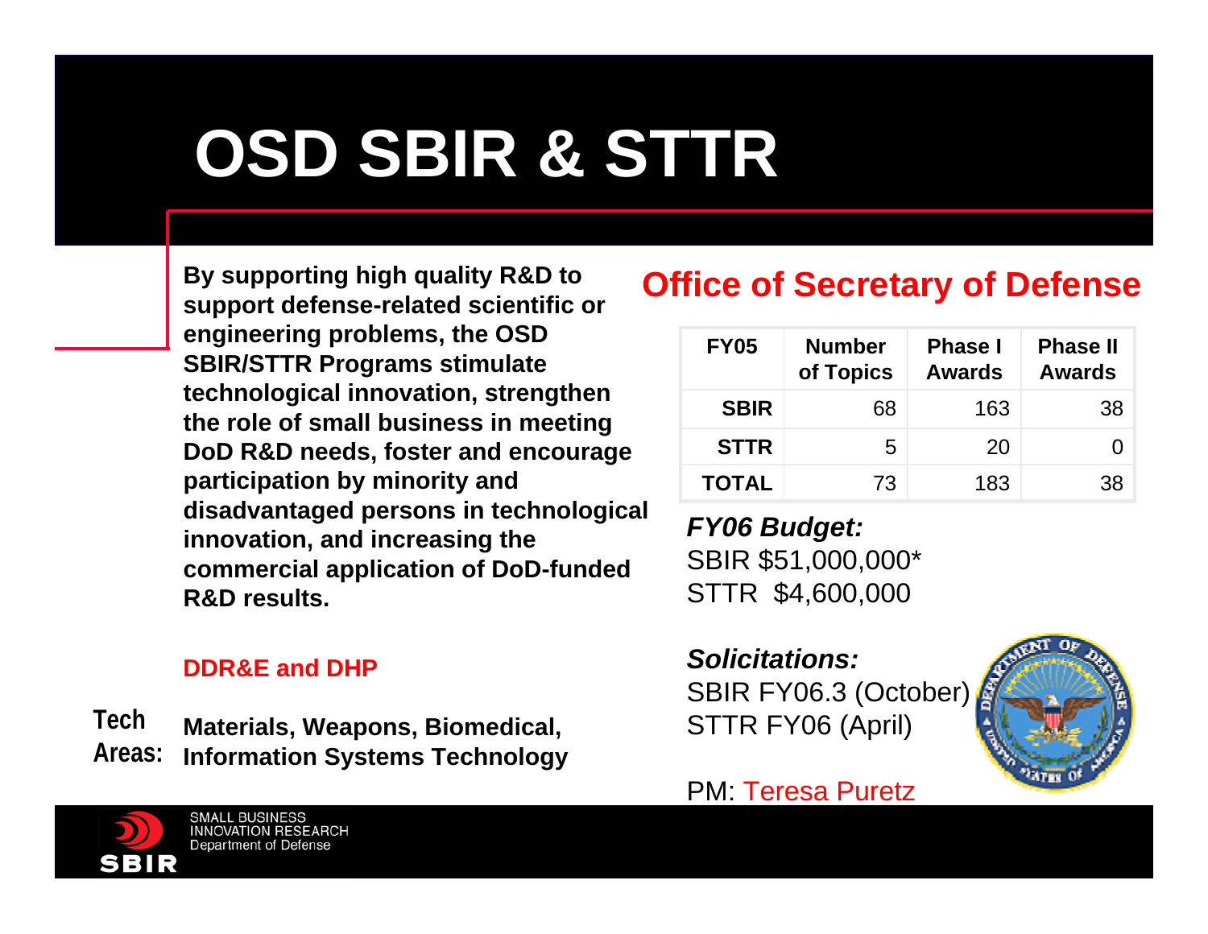# OSD SBIR & STTR

**By supporting high quality R&D to support defense-related scientific or engineering problems, the OSD SBIR/STTR Programs stimulate technological innovation, strengthen the role of small business in meeting DoD R&D needs, foster and encourage participation by minority and disadvantaged persons in technological innovation, and increasing the commercial application of DoD-funded R&D results.**

**DDR&E and DHP**

**Tech Areas:** **Materials, Weapons, Biomedical, Information Systems Technology**

## Office of Secretary of Defense

| FY05 | Number of Topics | Phase I Awards | Phase II Awards |
|---|---|---|---|
| SBIR | 68 | 163 | 38 |
| STTR | 5 | 20 | 0 |
| TOTAL | 73 | 183 | 38 |

***FY06 Budget:***
SBIR $51,000,000*
STTR $4,600,000

***Solicitations:***
SBIR FY06.3 (October)
STTR FY06 (April)

PM: Teresa Puretz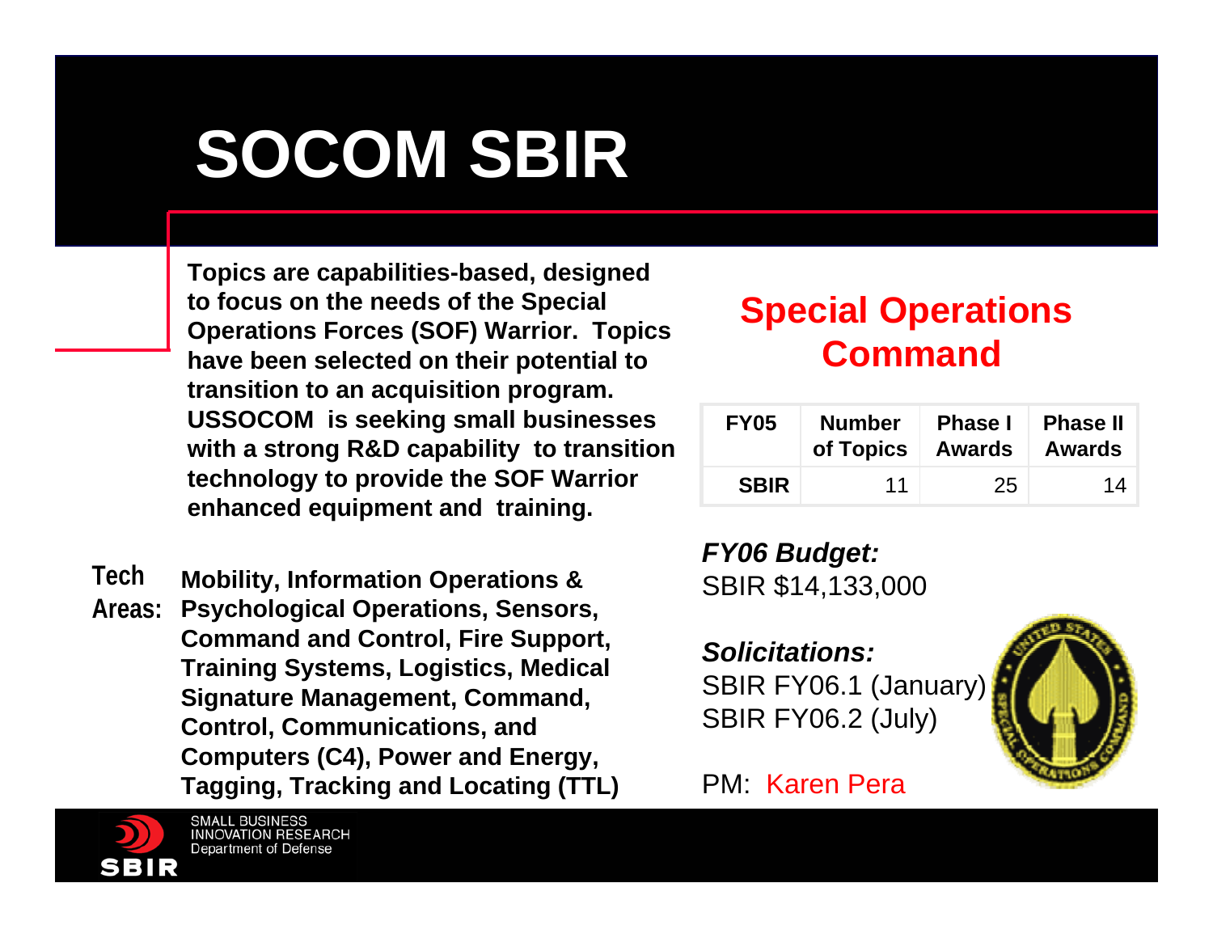# SOCOM SBIR

**Topics are capabilities-based, designed to focus on the needs of the Special Operations Forces (SOF) Warrior. Topics have been selected on their potential to transition to an acquisition program. USSOCOM is seeking small businesses with a strong R&D capability to transition technology to provide the SOF Warrior enhanced equipment and training.**

**Tech Areas:** **Mobility, Information Operations & Psychological Operations, Sensors, Command and Control, Fire Support, Training Systems, Logistics, Medical Signature Management, Command, Control, Communications, and Computers (C4), Power and Energy, Tagging, Tracking and Locating (TTL)**

## Special Operations Command

| FY05 | Number of Topics | Phase I Awards | Phase II Awards |
|---|---|---|---|
| SBIR | 11 | 25 | 14 |

***FY06 Budget:***
SBIR $14,133,000

***Solicitations:***
SBIR FY06.1 (January)
SBIR FY06.2 (July)

PM: Karen Pera

SMALL BUSINESS INNOVATION RESEARCH
Department of Defense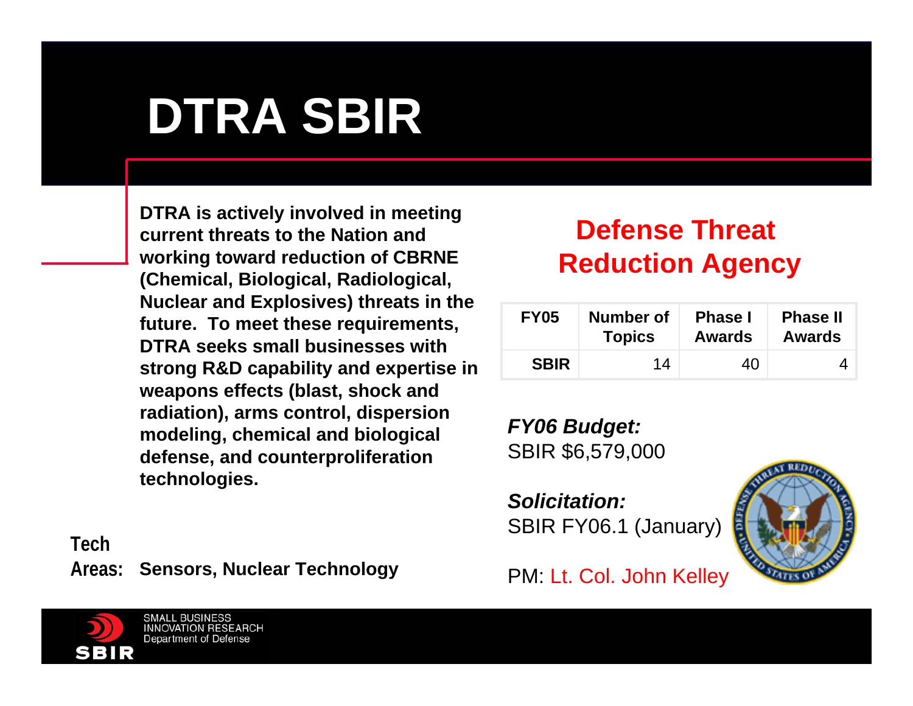# DTRA SBIR

**DTRA is actively involved in meeting current threats to the Nation and working toward reduction of CBRNE (Chemical, Biological, Radiological, Nuclear and Explosives) threats in the future. To meet these requirements, DTRA seeks small businesses with strong R&D capability and expertise in weapons effects (blast, shock and radiation), arms control, dispersion modeling, chemical and biological defense, and counterproliferation technologies.**

**Tech Areas:** **Sensors, Nuclear Technology**

## Defense Threat Reduction Agency

| FY05 | Number of Topics | Phase I Awards | Phase II Awards |
|---|---|---|---|
| SBIR | 14 | 40 | 4 |

***FY06 Budget:***
SBIR $6,579,000

***Solicitation:***
SBIR FY06.1 (January)

PM: Lt. Col. John Kelley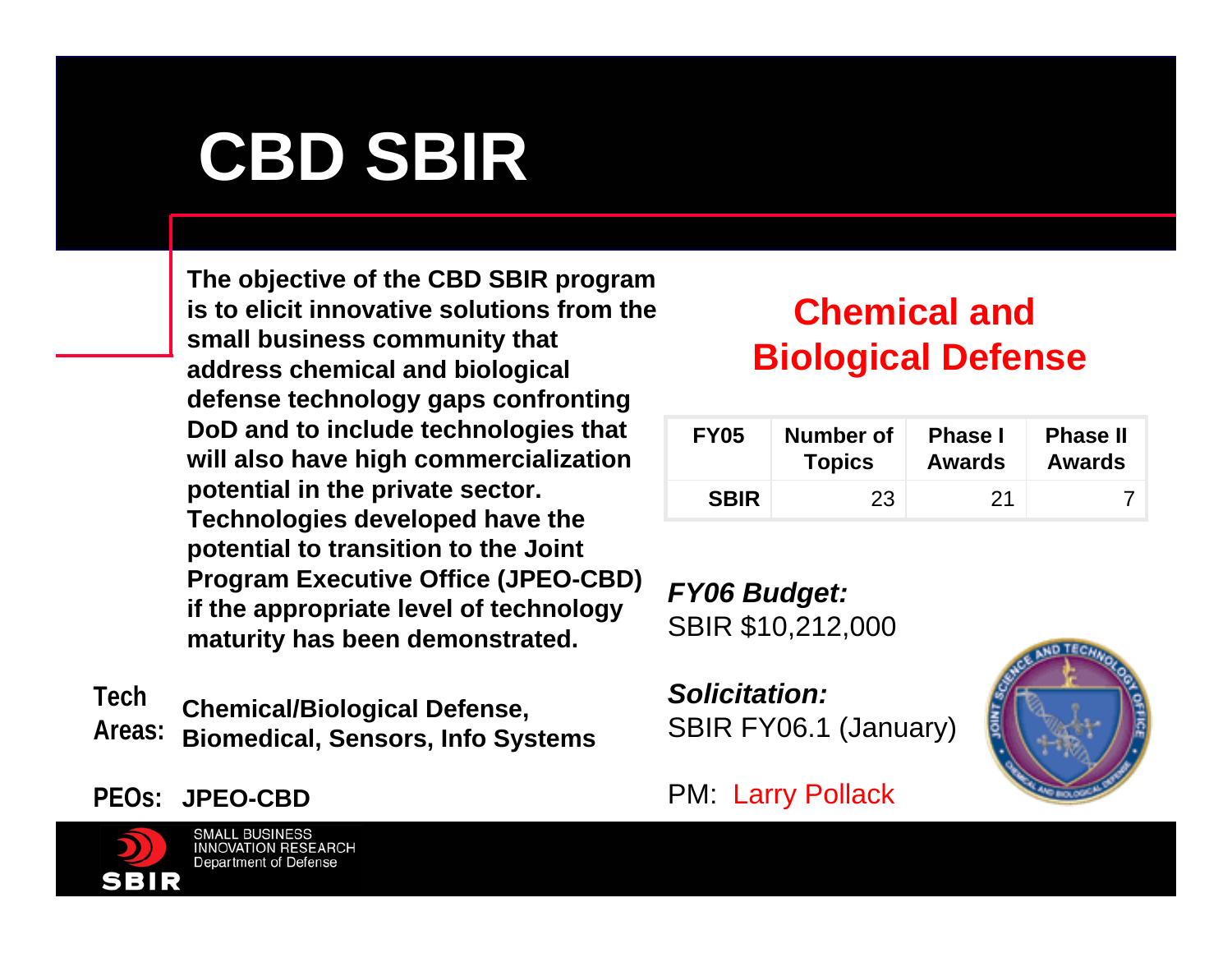# CBD SBIR

**The objective of the CBD SBIR program is to elicit innovative solutions from the small business community that address chemical and biological defense technology gaps confronting DoD and to include technologies that will also have high commercialization potential in the private sector. Technologies developed have the potential to transition to the Joint Program Executive Office (JPEO-CBD) if the appropriate level of technology maturity has been demonstrated.**

**Tech Areas:** **Chemical/Biological Defense, Biomedical, Sensors, Info Systems**

**PEOs:** **JPEO-CBD**

## Chemical and Biological Defense

| FY05 | Number of Topics | Phase I Awards | Phase II Awards |
|---|---|---|---|
| SBIR | 23 | 21 | 7 |

***FY06 Budget:***
SBIR $10,212,000

***Solicitation:***
SBIR FY06.1 (January)

PM: Larry Pollack

SMALL BUSINESS INNOVATION RESEARCH
Department of Defense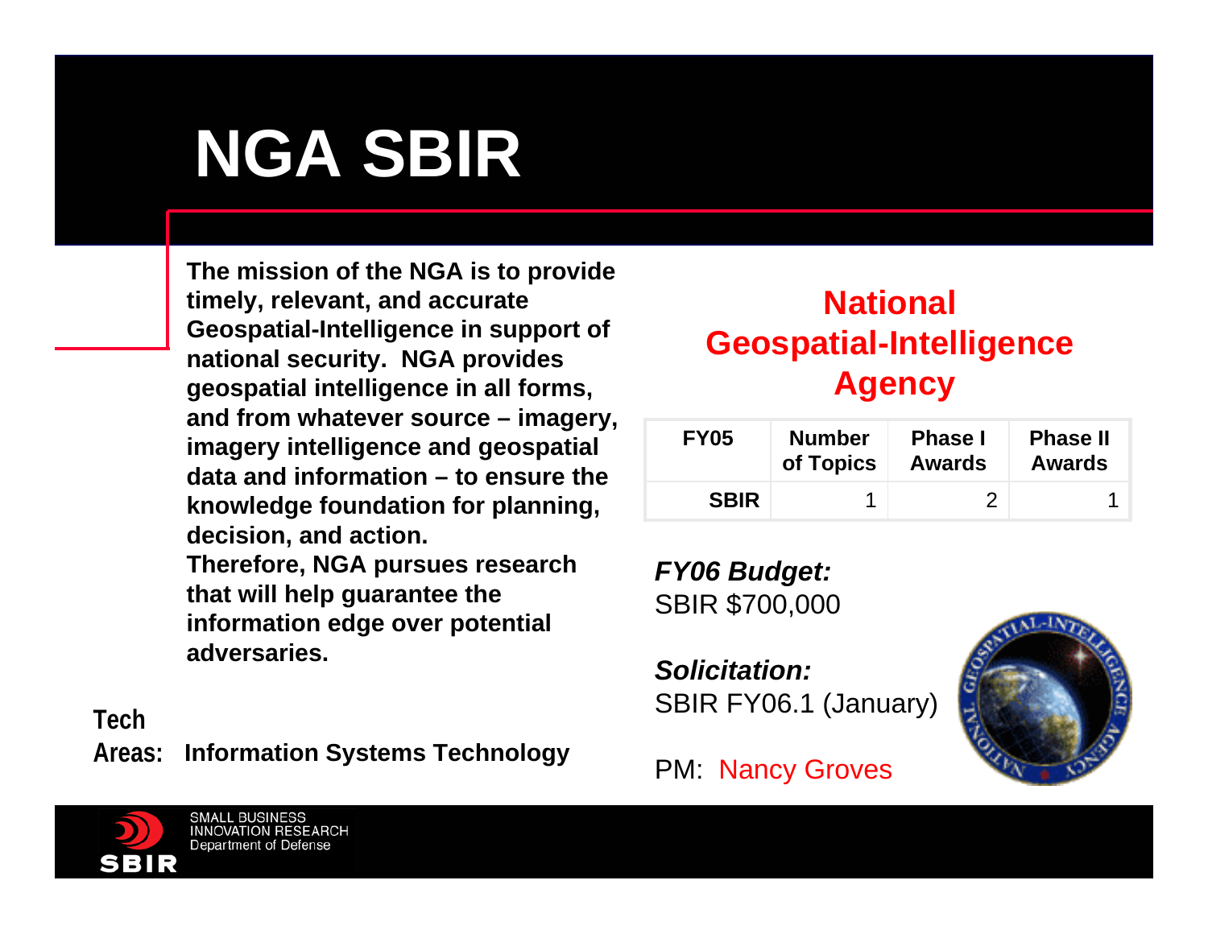# NGA SBIR

**The mission of the NGA is to provide timely, relevant, and accurate Geospatial-Intelligence in support of national security. NGA provides geospatial intelligence in all forms, and from whatever source – imagery, imagery intelligence and geospatial data and information – to ensure the knowledge foundation for planning, decision, and action. Therefore, NGA pursues research that will help guarantee the information edge over potential adversaries.**

**Tech Areas:** **Information Systems Technology**

## National Geospatial-Intelligence Agency

| FY05 | Number of Topics | Phase I Awards | Phase II Awards |
|---|---|---|---|
| SBIR | 1 | 2 | 1 |

***FY06 Budget:***
SBIR $700,000

***Solicitation:***
SBIR FY06.1 (January)

PM: Nancy Groves

SMALL BUSINESS INNOVATION RESEARCH
Department of Defense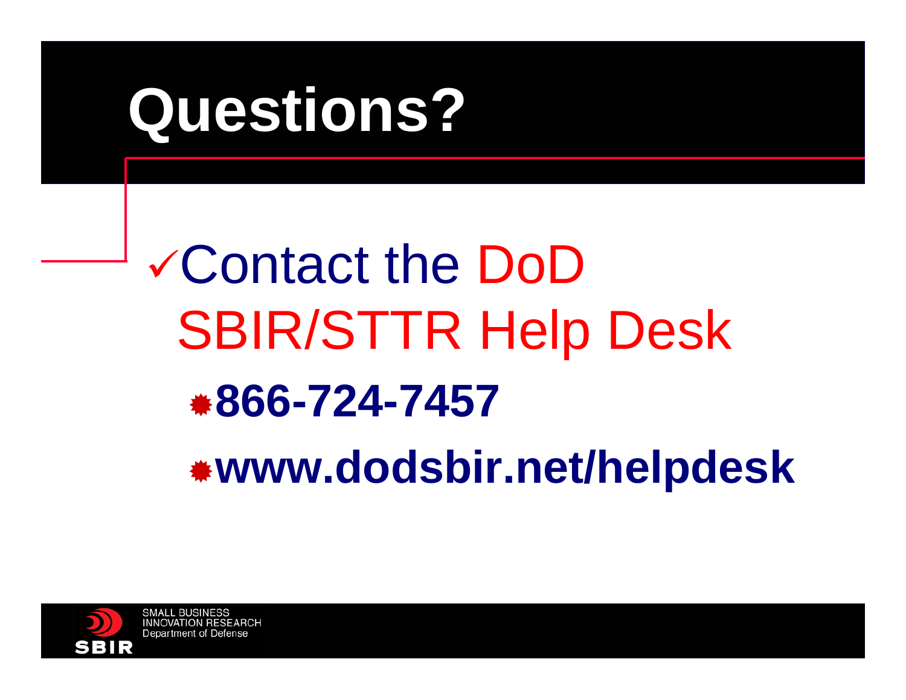# Questions?

- ✓Contact the DoD SBIR/STTR Help Desk
  - **866-724-7457**
  - **www.dodsbir.net/helpdesk**

SBIR
SMALL BUSINESS INNOVATION RESEARCH
Department of Defense